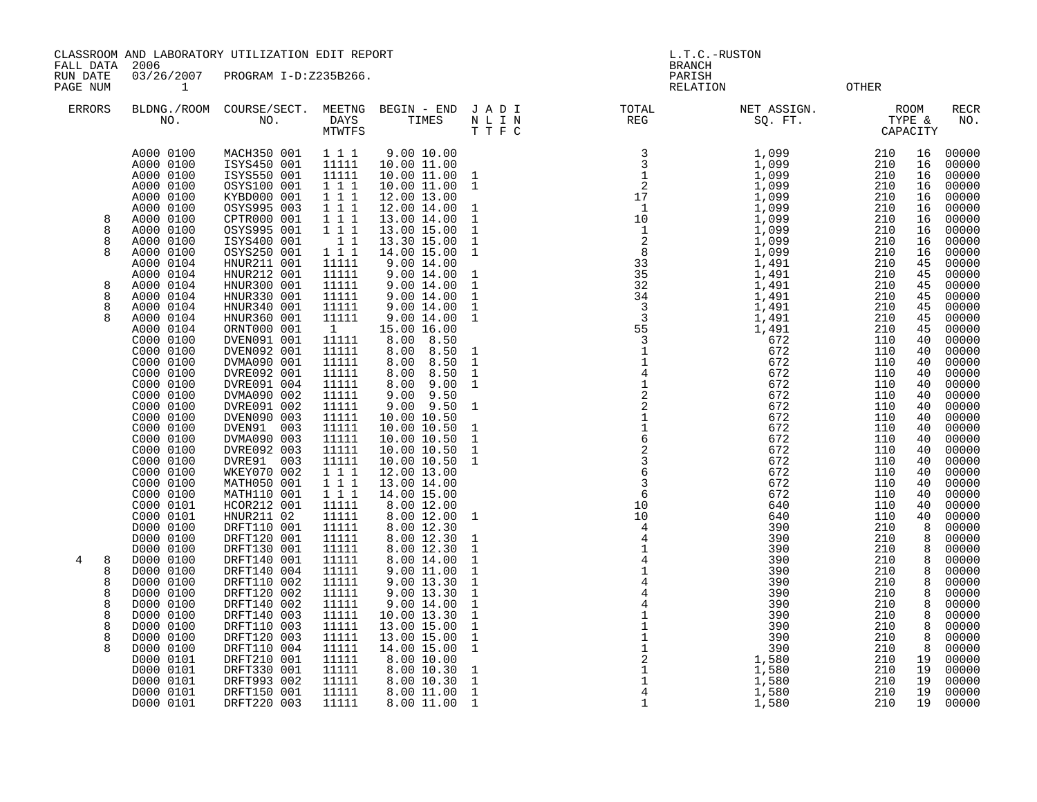CLASSROOM AND LABORATORY UTILIZATION EDIT REPORT
FALL DATA 2006
RUN DATE 03/26/2007 PROGRAM I-D:Z235B266.
PAGE NUM 1

L.T.C.-RUSTON
BRANCH
PARISH
RELATION OTHER

| ERRORS | BLDNG./ROOM NO. | COURSE/SECT. NO. | MEETNG DAYS MTWTFS | BEGIN - END TIMES | J A D I N L I N T T F C | TOTAL REG | NET ASSIGN. SQ. FT. | ROOM TYPE & CAPACITY | | RECR NO. |
|---|---|---|---|---|---|---|---|---|---|---|
| | A000 0100 | MACH350 001 | 1 1 1 | 9.00 10.00 | | 3 | 1,099 | 210 | 16 | 00000 |
| | A000 0100 | ISYS450 001 | 11111 | 10.00 11.00 | | 3 | 1,099 | 210 | 16 | 00000 |
| | A000 0100 | ISYS550 001 | 11111 | 10.00 11.00 | 1 | 1 | 1,099 | 210 | 16 | 00000 |
| | A000 0100 | OSYS100 001 | 1 1 1 | 10.00 11.00 | 1 | 2 | 1,099 | 210 | 16 | 00000 |
| | A000 0100 | KYBD000 001 | 1 1 1 | 12.00 13.00 | | 17 | 1,099 | 210 | 16 | 00000 |
| | A000 0100 | OSYS995 003 | 1 1 1 | 12.00 14.00 | 1 | 1 | 1,099 | 210 | 16 | 00000 |
| 8 | A000 0100 | CPTR000 001 | 1 1 1 | 13.00 14.00 | 1 | 10 | 1,099 | 210 | 16 | 00000 |
| 8 | A000 0100 | OSYS995 001 | 1 1 1 | 13.00 15.00 | 1 | 1 | 1,099 | 210 | 16 | 00000 |
| 8 | A000 0100 | ISYS400 001 | 1 1 | 13.30 15.00 | 1 | 2 | 1,099 | 210 | 16 | 00000 |
| 8 | A000 0100 | OSYS250 001 | 1 1 1 | 14.00 15.00 | 1 | 8 | 1,099 | 210 | 16 | 00000 |
| | A000 0104 | HNUR211 001 | 11111 | 9.00 14.00 | | 33 | 1,491 | 210 | 45 | 00000 |
| | A000 0104 | HNUR212 001 | 11111 | 9.00 14.00 | 1 | 35 | 1,491 | 210 | 45 | 00000 |
| 8 | A000 0104 | HNUR300 001 | 11111 | 9.00 14.00 | 1 | 32 | 1,491 | 210 | 45 | 00000 |
| 8 | A000 0104 | HNUR330 001 | 11111 | 9.00 14.00 | 1 | 34 | 1,491 | 210 | 45 | 00000 |
| 8 | A000 0104 | HNUR340 001 | 11111 | 9.00 14.00 | 1 | 3 | 1,491 | 210 | 45 | 00000 |
| 8 | A000 0104 | HNUR360 001 | 11111 | 9.00 14.00 | 1 | 3 | 1,491 | 210 | 45 | 00000 |
| | A000 0104 | ORNT000 001 | 1 | 15.00 16.00 | | 55 | 1,491 | 210 | 45 | 00000 |
| | C000 0100 | DVEN091 001 | 11111 | 8.00 8.50 | | 3 | 672 | 110 | 40 | 00000 |
| | C000 0100 | DVEN092 001 | 11111 | 8.00 8.50 | 1 | 1 | 672 | 110 | 40 | 00000 |
| | C000 0100 | DVMA090 001 | 11111 | 8.00 8.50 | 1 | 1 | 672 | 110 | 40 | 00000 |
| | C000 0100 | DVRE092 001 | 11111 | 8.00 8.50 | 1 | 4 | 672 | 110 | 40 | 00000 |
| | C000 0100 | DVRE091 004 | 11111 | 8.00 9.00 | 1 | 1 | 672 | 110 | 40 | 00000 |
| | C000 0100 | DVMA090 002 | 11111 | 9.00 9.50 | | 2 | 672 | 110 | 40 | 00000 |
| | C000 0100 | DVRE091 002 | 11111 | 9.00 9.50 | 1 | 2 | 672 | 110 | 40 | 00000 |
| | C000 0100 | DVEN090 003 | 11111 | 10.00 10.50 | | 1 | 672 | 110 | 40 | 00000 |
| | C000 0100 | DVEN91 003 | 11111 | 10.00 10.50 | 1 | 1 | 672 | 110 | 40 | 00000 |
| | C000 0100 | DVMA090 003 | 11111 | 10.00 10.50 | 1 | 6 | 672 | 110 | 40 | 00000 |
| | C000 0100 | DVRE092 003 | 11111 | 10.00 10.50 | 1 | 2 | 672 | 110 | 40 | 00000 |
| | C000 0100 | DVRE91 003 | 11111 | 10.00 10.50 | 1 | 3 | 672 | 110 | 40 | 00000 |
| | C000 0100 | WKEY070 002 | 1 1 1 | 12.00 13.00 | | 6 | 672 | 110 | 40 | 00000 |
| | C000 0100 | MATH050 001 | 1 1 1 | 13.00 14.00 | | 3 | 672 | 110 | 40 | 00000 |
| | C000 0100 | MATH110 001 | 1 1 1 | 14.00 15.00 | | 6 | 672 | 110 | 40 | 00000 |
| | C000 0101 | HCOR212 001 | 11111 | 8.00 12.00 | | 10 | 640 | 110 | 40 | 00000 |
| | C000 0101 | HNUR211 02 | 11111 | 8.00 12.00 | 1 | 10 | 640 | 110 | 40 | 00000 |
| | D000 0100 | DRFT110 001 | 11111 | 8.00 12.30 | | 4 | 390 | 210 | 8 | 00000 |
| | D000 0100 | DRFT120 001 | 11111 | 8.00 12.30 | 1 | 4 | 390 | 210 | 8 | 00000 |
| | D000 0100 | DRFT130 001 | 11111 | 8.00 12.30 | 1 | 1 | 390 | 210 | 8 | 00000 |
| 4 8 | D000 0100 | DRFT140 001 | 11111 | 8.00 14.00 | 1 | 4 | 390 | 210 | 8 | 00000 |
| 8 | D000 0100 | DRFT140 004 | 11111 | 9.00 11.00 | 1 | 1 | 390 | 210 | 8 | 00000 |
| 8 | D000 0100 | DRFT110 002 | 11111 | 9.00 13.30 | 1 | 4 | 390 | 210 | 8 | 00000 |
| 8 | D000 0100 | DRFT120 002 | 11111 | 9.00 13.30 | 1 | 4 | 390 | 210 | 8 | 00000 |
| 8 | D000 0100 | DRFT140 002 | 11111 | 9.00 14.00 | 1 | 4 | 390 | 210 | 8 | 00000 |
| 8 | D000 0100 | DRFT140 003 | 11111 | 10.00 13.30 | 1 | 1 | 390 | 210 | 8 | 00000 |
| 8 | D000 0100 | DRFT110 003 | 11111 | 13.00 15.00 | 1 | 1 | 390 | 210 | 8 | 00000 |
| 8 | D000 0100 | DRFT120 003 | 11111 | 13.00 15.00 | 1 | 1 | 390 | 210 | 8 | 00000 |
| 8 | D000 0100 | DRFT110 004 | 11111 | 14.00 15.00 | 1 | 1 | 390 | 210 | 8 | 00000 |
| | D000 0101 | DRFT210 001 | 11111 | 8.00 10.00 | | 2 | 1,580 | 210 | 19 | 00000 |
| | D000 0101 | DRFT330 001 | 11111 | 8.00 10.30 | 1 | 1 | 1,580 | 210 | 19 | 00000 |
| | D000 0101 | DRFT993 002 | 11111 | 8.00 10.30 | 1 | 1 | 1,580 | 210 | 19 | 00000 |
| | D000 0101 | DRFT150 001 | 11111 | 8.00 11.00 | 1 | 4 | 1,580 | 210 | 19 | 00000 |
| | D000 0101 | DRFT220 003 | 11111 | 8.00 11.00 | 1 | 1 | 1,580 | 210 | 19 | 00000 |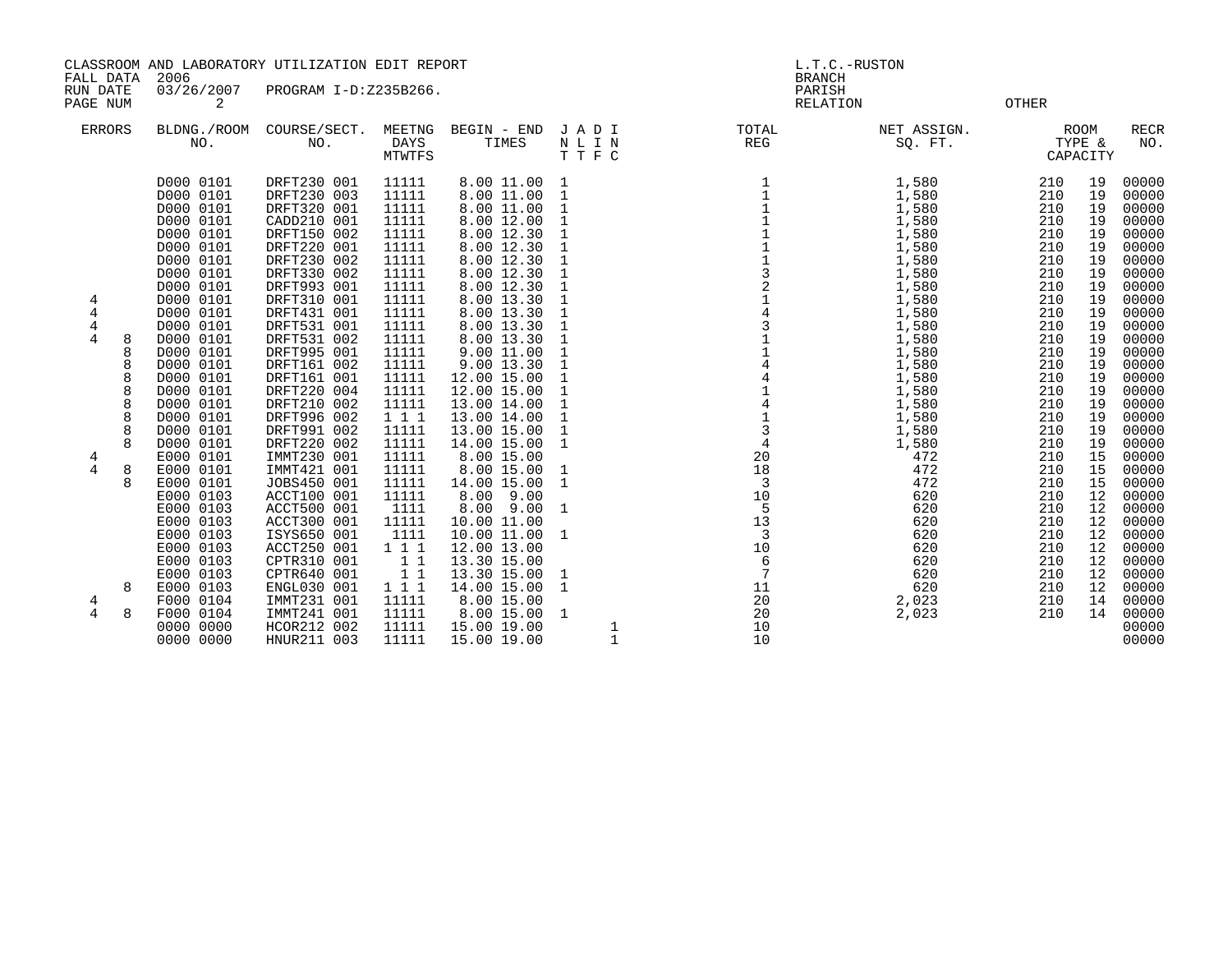CLASSROOM AND LABORATORY UTILIZATION EDIT REPORT
FALL DATA 2006
RUN DATE 03/26/2007 PROGRAM I-D:Z235B266.
PAGE NUM 2

L.T.C.-RUSTON
BRANCH
PARISH
RELATION OTHER

| ERRORS | BLDNG./ROOM NO. | COURSE/SECT. NO. | MEETNG DAYS MTWTFS | BEGIN - END TIMES | J N T | A L T | D I F | I N C | TOTAL REG | NET ASSIGN. SQ. FT. | ROOM TYPE & | CAPACITY | RECR NO. |
|---|---|---|---|---|---|---|---|---|---|---|---|---|---|
| | D000 0101 | DRFT230 001 | 11111 | 8.00 11.00 | 1 | | | | 1 | 1,580 | 210 | 19 | 00000 |
| | D000 0101 | DRFT230 003 | 11111 | 8.00 11.00 | 1 | | | | 1 | 1,580 | 210 | 19 | 00000 |
| | D000 0101 | DRFT320 001 | 11111 | 8.00 11.00 | 1 | | | | 1 | 1,580 | 210 | 19 | 00000 |
| | D000 0101 | CADD210 001 | 11111 | 8.00 12.00 | 1 | | | | 1 | 1,580 | 210 | 19 | 00000 |
| | D000 0101 | DRFT150 002 | 11111 | 8.00 12.30 | 1 | | | | 1 | 1,580 | 210 | 19 | 00000 |
| | D000 0101 | DRFT220 001 | 11111 | 8.00 12.30 | 1 | | | | 1 | 1,580 | 210 | 19 | 00000 |
| | D000 0101 | DRFT230 002 | 11111 | 8.00 12.30 | 1 | | | | 1 | 1,580 | 210 | 19 | 00000 |
| | D000 0101 | DRFT330 002 | 11111 | 8.00 12.30 | 1 | | | | 3 | 1,580 | 210 | 19 | 00000 |
| | D000 0101 | DRFT993 001 | 11111 | 8.00 12.30 | 1 | | | | 2 | 1,580 | 210 | 19 | 00000 |
| 4 | D000 0101 | DRFT310 001 | 11111 | 8.00 13.30 | 1 | | | | 1 | 1,580 | 210 | 19 | 00000 |
| 4 | D000 0101 | DRFT431 001 | 11111 | 8.00 13.30 | 1 | | | | 4 | 1,580 | 210 | 19 | 00000 |
| 4 | D000 0101 | DRFT531 001 | 11111 | 8.00 13.30 | 1 | | | | 3 | 1,580 | 210 | 19 | 00000 |
| 4 8 | D000 0101 | DRFT531 002 | 11111 | 8.00 13.30 | 1 | | | | 1 | 1,580 | 210 | 19 | 00000 |
| 8 | D000 0101 | DRFT995 001 | 11111 | 9.00 11.00 | 1 | | | | 1 | 1,580 | 210 | 19 | 00000 |
| 8 | D000 0101 | DRFT161 002 | 11111 | 9.00 13.30 | 1 | | | | 4 | 1,580 | 210 | 19 | 00000 |
| 8 | D000 0101 | DRFT161 001 | 11111 | 12.00 15.00 | 1 | | | | 4 | 1,580 | 210 | 19 | 00000 |
| 8 | D000 0101 | DRFT220 004 | 11111 | 12.00 15.00 | 1 | | | | 1 | 1,580 | 210 | 19 | 00000 |
| 8 | D000 0101 | DRFT210 002 | 11111 | 13.00 14.00 | 1 | | | | 4 | 1,580 | 210 | 19 | 00000 |
| 8 | D000 0101 | DRFT996 002 | 1 1 1 | 13.00 14.00 | 1 | | | | 1 | 1,580 | 210 | 19 | 00000 |
| 8 | D000 0101 | DRFT991 002 | 11111 | 13.00 15.00 | 1 | | | | 3 | 1,580 | 210 | 19 | 00000 |
| 8 | D000 0101 | DRFT220 002 | 11111 | 14.00 15.00 | 1 | | | | 4 | 1,580 | 210 | 19 | 00000 |
| 4 | E000 0101 | IMMT230 001 | 11111 | 8.00 15.00 | | | | | 20 | 472 | 210 | 15 | 00000 |
| 4 8 | E000 0101 | IMMT421 001 | 11111 | 8.00 15.00 | 1 | | | | 18 | 472 | 210 | 15 | 00000 |
| 8 | E000 0101 | JOBS450 001 | 11111 | 14.00 15.00 | 1 | | | | 3 | 472 | 210 | 15 | 00000 |
| | E000 0103 | ACCT100 001 | 11111 | 8.00 9.00 | | | | | 10 | 620 | 210 | 12 | 00000 |
| | E000 0103 | ACCT500 001 | 1111 | 8.00 9.00 | 1 | | | | 5 | 620 | 210 | 12 | 00000 |
| | E000 0103 | ACCT300 001 | 11111 | 10.00 11.00 | | | | | 13 | 620 | 210 | 12 | 00000 |
| | E000 0103 | ISYS650 001 | 1111 | 10.00 11.00 | 1 | | | | 3 | 620 | 210 | 12 | 00000 |
| | E000 0103 | ACCT250 001 | 1 1 1 | 12.00 13.00 | | | | | 10 | 620 | 210 | 12 | 00000 |
| | E000 0103 | CPTR310 001 | 1 1 | 13.30 15.00 | | | | | 6 | 620 | 210 | 12 | 00000 |
| | E000 0103 | CPTR640 001 | 1 1 | 13.30 15.00 | 1 | | | | 7 | 620 | 210 | 12 | 00000 |
| 8 | E000 0103 | ENGL030 001 | 1 1 1 | 14.00 15.00 | 1 | | | | 11 | 620 | 210 | 12 | 00000 |
| 4 | F000 0104 | IMMT231 001 | 11111 | 8.00 15.00 | | | | | 20 | 2,023 | 210 | 14 | 00000 |
| 4 8 | F000 0104 | IMMT241 001 | 11111 | 8.00 15.00 | 1 | | | | 20 | 2,023 | 210 | 14 | 00000 |
| | 0000 0000 | HCOR212 002 | 11111 | 15.00 19.00 | | | | 1 | 10 | | | | 00000 |
| | 0000 0000 | HNUR211 003 | 11111 | 15.00 19.00 | | | | 1 | 10 | | | | 00000 |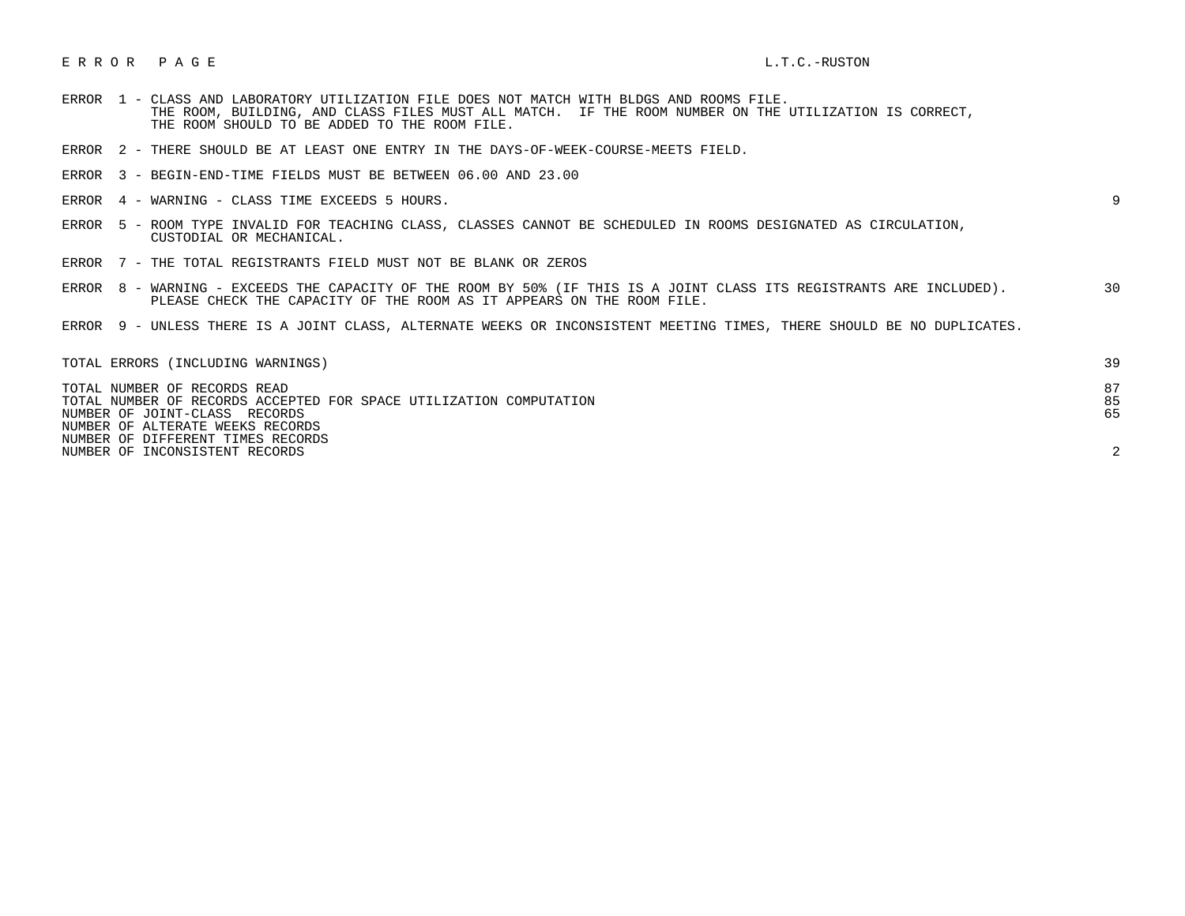# E R R O R   P A G E

L.T.C.-RUSTON

| Error | Description | Count |
|---|---|---|
| ERROR 1 | CLASS AND LABORATORY UTILIZATION FILE DOES NOT MATCH WITH BLDGS AND ROOMS FILE. THE ROOM, BUILDING, AND CLASS FILES MUST ALL MATCH. IF THE ROOM NUMBER ON THE UTILIZATION IS CORRECT, THE ROOM SHOULD TO BE ADDED TO THE ROOM FILE. | |
| ERROR 2 | THERE SHOULD BE AT LEAST ONE ENTRY IN THE DAYS-OF-WEEK-COURSE-MEETS FIELD. | |
| ERROR 3 | BEGIN-END-TIME FIELDS MUST BE BETWEEN 06.00 AND 23.00 | |
| ERROR 4 | WARNING - CLASS TIME EXCEEDS 5 HOURS. | 9 |
| ERROR 5 | ROOM TYPE INVALID FOR TEACHING CLASS, CLASSES CANNOT BE SCHEDULED IN ROOMS DESIGNATED AS CIRCULATION, CUSTODIAL OR MECHANICAL. | |
| ERROR 7 | THE TOTAL REGISTRANTS FIELD MUST NOT BE BLANK OR ZEROS | |
| ERROR 8 | WARNING - EXCEEDS THE CAPACITY OF THE ROOM BY 50% (IF THIS IS A JOINT CLASS ITS REGISTRANTS ARE INCLUDED). PLEASE CHECK THE CAPACITY OF THE ROOM AS IT APPEARS ON THE ROOM FILE. | 30 |
| ERROR 9 | UNLESS THERE IS A JOINT CLASS, ALTERNATE WEEKS OR INCONSISTENT MEETING TIMES, THERE SHOULD BE NO DUPLICATES. | |

| Summary | Count |
|---|---|
| TOTAL ERRORS (INCLUDING WARNINGS) | 39 |
| TOTAL NUMBER OF RECORDS READ | 87 |
| TOTAL NUMBER OF RECORDS ACCEPTED FOR SPACE UTILIZATION COMPUTATION | 85 |
| NUMBER OF JOINT-CLASS RECORDS | 65 |
| NUMBER OF ALTERNATE WEEKS RECORDS | |
| NUMBER OF DIFFERENT TIMES RECORDS | |
| NUMBER OF INCONSISTENT RECORDS | 2 |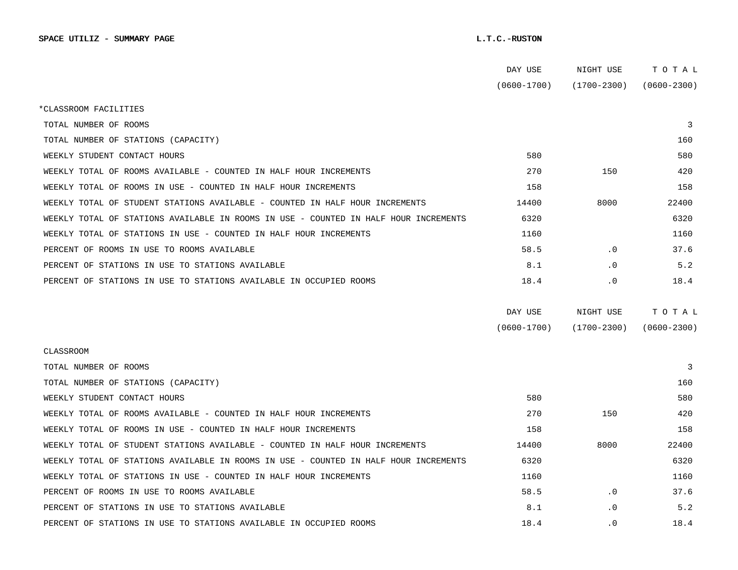**SPACE UTILIZ - SUMMARY PAGE** **L.T.C.-RUSTON**

| | DAY USE (0600-1700) | NIGHT USE (1700-2300) | TOTAL (0600-2300) |
|---|---|---|---|
| *CLASSROOM FACILITIES | | | |
| TOTAL NUMBER OF ROOMS | | | 3 |
| TOTAL NUMBER OF STATIONS (CAPACITY) | | | 160 |
| WEEKLY STUDENT CONTACT HOURS | 580 | | 580 |
| WEEKLY TOTAL OF ROOMS AVAILABLE - COUNTED IN HALF HOUR INCREMENTS | 270 | 150 | 420 |
| WEEKLY TOTAL OF ROOMS IN USE - COUNTED IN HALF HOUR INCREMENTS | 158 | | 158 |
| WEEKLY TOTAL OF STUDENT STATIONS AVAILABLE - COUNTED IN HALF HOUR INCREMENTS | 14400 | 8000 | 22400 |
| WEEKLY TOTAL OF STATIONS AVAILABLE IN ROOMS IN USE - COUNTED IN HALF HOUR INCREMENTS | 6320 | | 6320 |
| WEEKLY TOTAL OF STATIONS IN USE - COUNTED IN HALF HOUR INCREMENTS | 1160 | | 1160 |
| PERCENT OF ROOMS IN USE TO ROOMS AVAILABLE | 58.5 | .0 | 37.6 |
| PERCENT OF STATIONS IN USE TO STATIONS AVAILABLE | 8.1 | .0 | 5.2 |
| PERCENT OF STATIONS IN USE TO STATIONS AVAILABLE IN OCCUPIED ROOMS | 18.4 | .0 | 18.4 |

| | DAY USE (0600-1700) | NIGHT USE (1700-2300) | TOTAL (0600-2300) |
|---|---|---|---|
| CLASSROOM | | | |
| TOTAL NUMBER OF ROOMS | | | 3 |
| TOTAL NUMBER OF STATIONS (CAPACITY) | | | 160 |
| WEEKLY STUDENT CONTACT HOURS | 580 | | 580 |
| WEEKLY TOTAL OF ROOMS AVAILABLE - COUNTED IN HALF HOUR INCREMENTS | 270 | 150 | 420 |
| WEEKLY TOTAL OF ROOMS IN USE - COUNTED IN HALF HOUR INCREMENTS | 158 | | 158 |
| WEEKLY TOTAL OF STUDENT STATIONS AVAILABLE - COUNTED IN HALF HOUR INCREMENTS | 14400 | 8000 | 22400 |
| WEEKLY TOTAL OF STATIONS AVAILABLE IN ROOMS IN USE - COUNTED IN HALF HOUR INCREMENTS | 6320 | | 6320 |
| WEEKLY TOTAL OF STATIONS IN USE - COUNTED IN HALF HOUR INCREMENTS | 1160 | | 1160 |
| PERCENT OF ROOMS IN USE TO ROOMS AVAILABLE | 58.5 | .0 | 37.6 |
| PERCENT OF STATIONS IN USE TO STATIONS AVAILABLE | 8.1 | .0 | 5.2 |
| PERCENT OF STATIONS IN USE TO STATIONS AVAILABLE IN OCCUPIED ROOMS | 18.4 | .0 | 18.4 |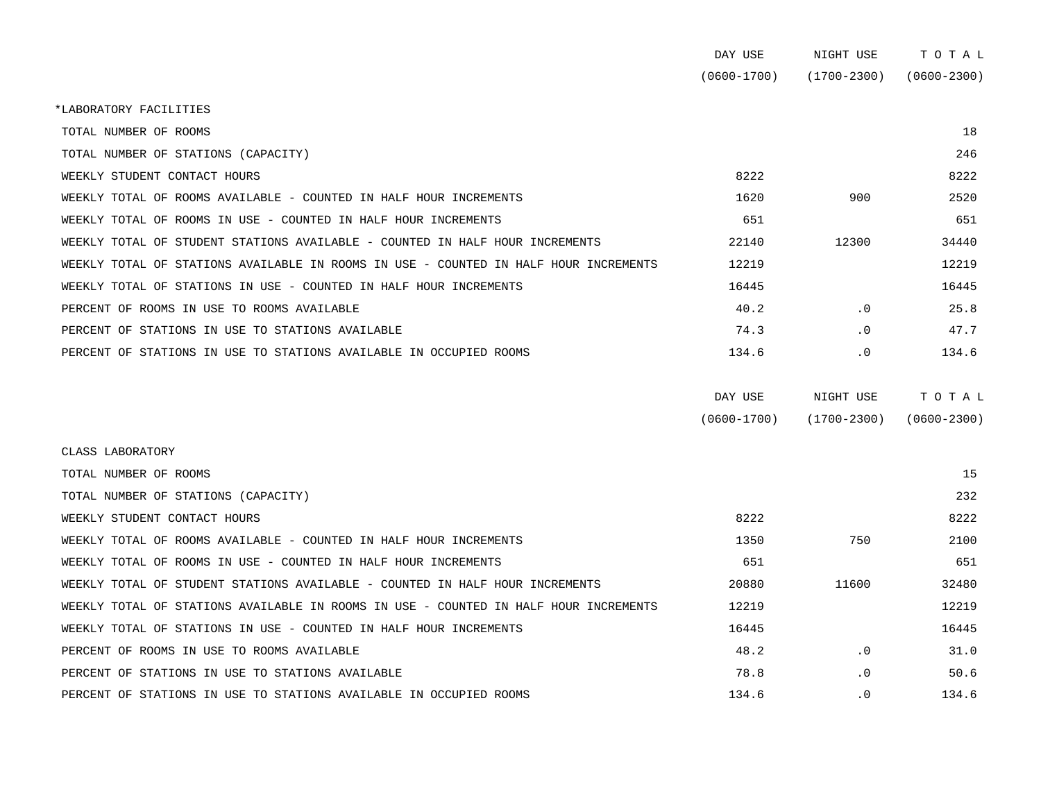| | DAY USE (0600-1700) | NIGHT USE (1700-2300) | T O T A L (0600-2300) |
|---|---|---|---|
| *LABORATORY FACILITIES | | | |
| TOTAL NUMBER OF ROOMS | | | 18 |
| TOTAL NUMBER OF STATIONS (CAPACITY) | | | 246 |
| WEEKLY STUDENT CONTACT HOURS | 8222 | | 8222 |
| WEEKLY TOTAL OF ROOMS AVAILABLE - COUNTED IN HALF HOUR INCREMENTS | 1620 | 900 | 2520 |
| WEEKLY TOTAL OF ROOMS IN USE - COUNTED IN HALF HOUR INCREMENTS | 651 | | 651 |
| WEEKLY TOTAL OF STUDENT STATIONS AVAILABLE - COUNTED IN HALF HOUR INCREMENTS | 22140 | 12300 | 34440 |
| WEEKLY TOTAL OF STATIONS AVAILABLE IN ROOMS IN USE - COUNTED IN HALF HOUR INCREMENTS | 12219 | | 12219 |
| WEEKLY TOTAL OF STATIONS IN USE - COUNTED IN HALF HOUR INCREMENTS | 16445 | | 16445 |
| PERCENT OF ROOMS IN USE TO ROOMS AVAILABLE | 40.2 | .0 | 25.8 |
| PERCENT OF STATIONS IN USE TO STATIONS AVAILABLE | 74.3 | .0 | 47.7 |
| PERCENT OF STATIONS IN USE TO STATIONS AVAILABLE IN OCCUPIED ROOMS | 134.6 | .0 | 134.6 |

| | DAY USE (0600-1700) | NIGHT USE (1700-2300) | T O T A L (0600-2300) |
|---|---|---|---|
| CLASS LABORATORY | | | |
| TOTAL NUMBER OF ROOMS | | | 15 |
| TOTAL NUMBER OF STATIONS (CAPACITY) | | | 232 |
| WEEKLY STUDENT CONTACT HOURS | 8222 | | 8222 |
| WEEKLY TOTAL OF ROOMS AVAILABLE - COUNTED IN HALF HOUR INCREMENTS | 1350 | 750 | 2100 |
| WEEKLY TOTAL OF ROOMS IN USE - COUNTED IN HALF HOUR INCREMENTS | 651 | | 651 |
| WEEKLY TOTAL OF STUDENT STATIONS AVAILABLE - COUNTED IN HALF HOUR INCREMENTS | 20880 | 11600 | 32480 |
| WEEKLY TOTAL OF STATIONS AVAILABLE IN ROOMS IN USE - COUNTED IN HALF HOUR INCREMENTS | 12219 | | 12219 |
| WEEKLY TOTAL OF STATIONS IN USE - COUNTED IN HALF HOUR INCREMENTS | 16445 | | 16445 |
| PERCENT OF ROOMS IN USE TO ROOMS AVAILABLE | 48.2 | .0 | 31.0 |
| PERCENT OF STATIONS IN USE TO STATIONS AVAILABLE | 78.8 | .0 | 50.6 |
| PERCENT OF STATIONS IN USE TO STATIONS AVAILABLE IN OCCUPIED ROOMS | 134.6 | .0 | 134.6 |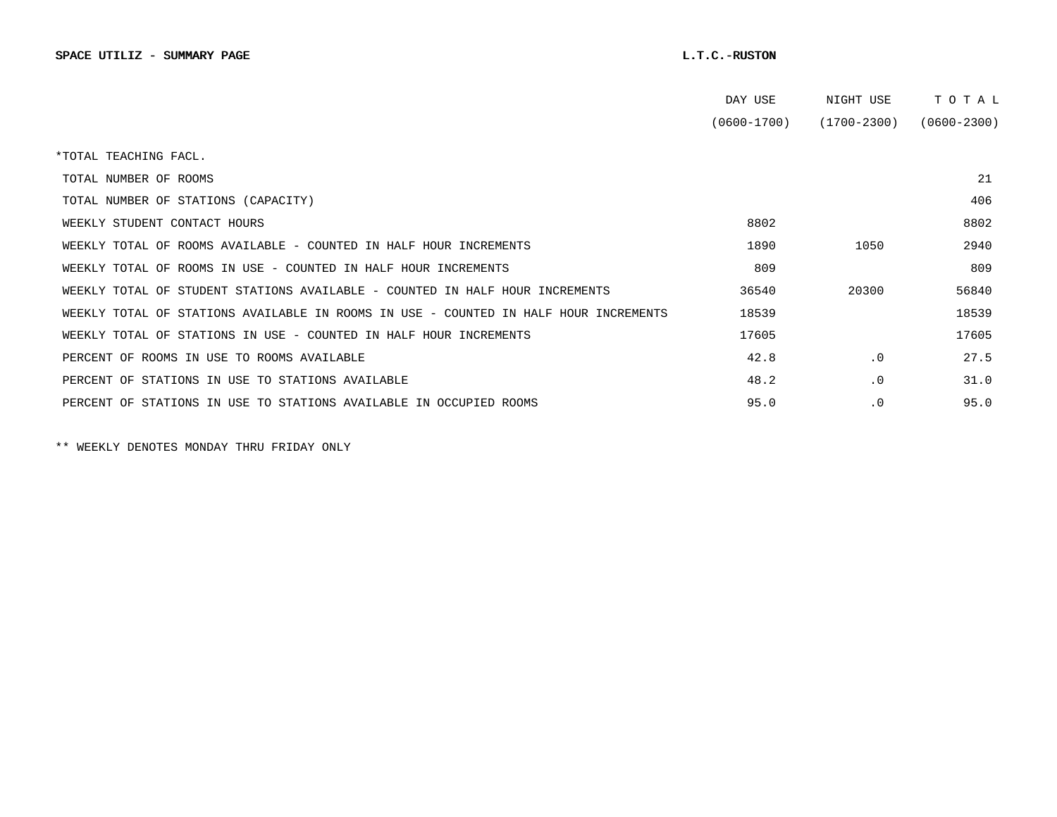**SPACE UTILIZ - SUMMARY PAGE** **L.T.C.-RUSTON**

| | DAY USE (0600-1700) | NIGHT USE (1700-2300) | T O T A L (0600-2300) |
|---|---|---|---|
| *TOTAL TEACHING FACL. | | | |
| TOTAL NUMBER OF ROOMS | | | 21 |
| TOTAL NUMBER OF STATIONS (CAPACITY) | | | 406 |
| WEEKLY STUDENT CONTACT HOURS | 8802 | | 8802 |
| WEEKLY TOTAL OF ROOMS AVAILABLE - COUNTED IN HALF HOUR INCREMENTS | 1890 | 1050 | 2940 |
| WEEKLY TOTAL OF ROOMS IN USE - COUNTED IN HALF HOUR INCREMENTS | 809 | | 809 |
| WEEKLY TOTAL OF STUDENT STATIONS AVAILABLE - COUNTED IN HALF HOUR INCREMENTS | 36540 | 20300 | 56840 |
| WEEKLY TOTAL OF STATIONS AVAILABLE IN ROOMS IN USE - COUNTED IN HALF HOUR INCREMENTS | 18539 | | 18539 |
| WEEKLY TOTAL OF STATIONS IN USE - COUNTED IN HALF HOUR INCREMENTS | 17605 | | 17605 |
| PERCENT OF ROOMS IN USE TO ROOMS AVAILABLE | 42.8 | .0 | 27.5 |
| PERCENT OF STATIONS IN USE TO STATIONS AVAILABLE | 48.2 | .0 | 31.0 |
| PERCENT OF STATIONS IN USE TO STATIONS AVAILABLE IN OCCUPIED ROOMS | 95.0 | .0 | 95.0 |

** WEEKLY DENOTES MONDAY THRU FRIDAY ONLY